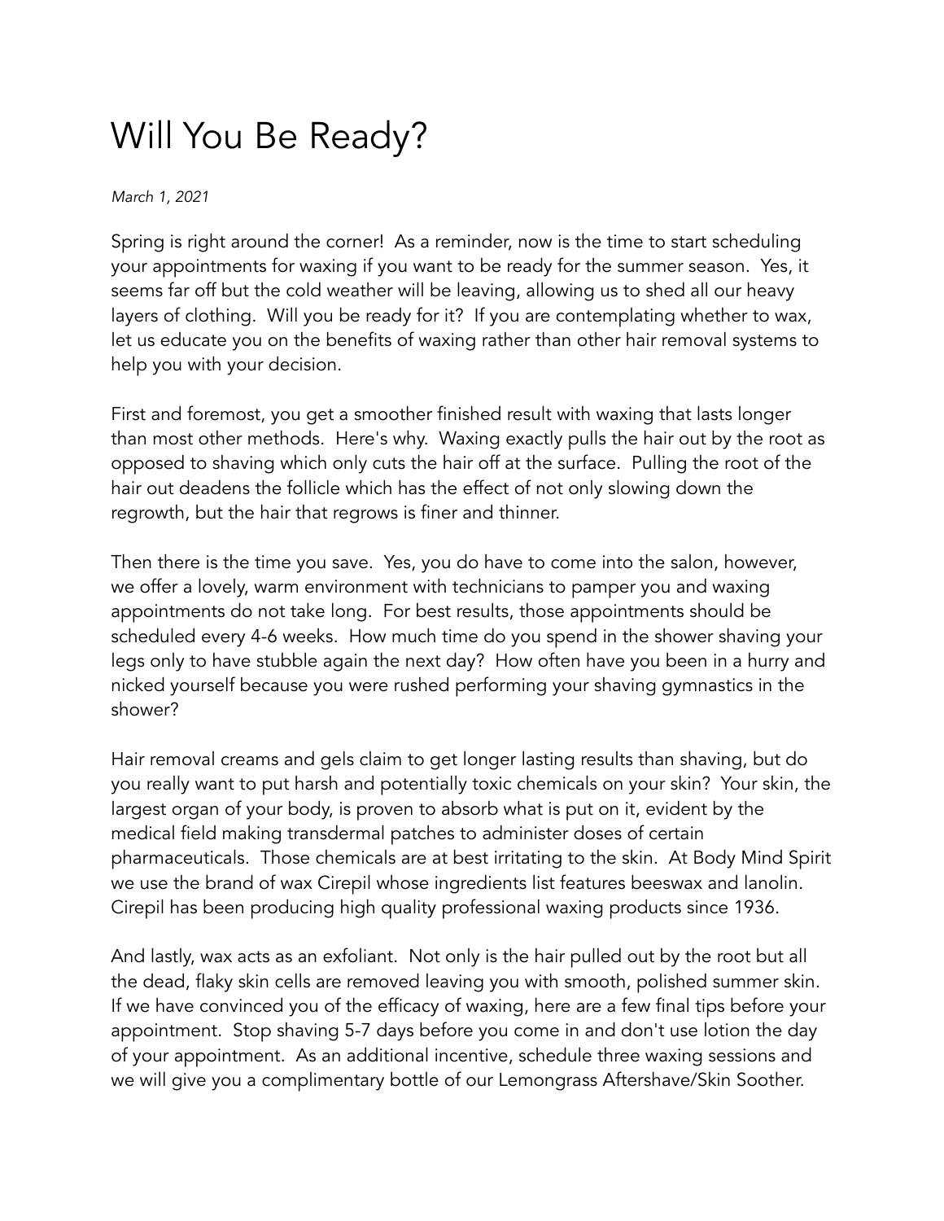# Will You Be Ready?

*March 1, 2021*

Spring is right around the corner! As a reminder, now is the time to start scheduling your appointments for waxing if you want to be ready for the summer season. Yes, it seems far off but the cold weather will be leaving, allowing us to shed all our heavy layers of clothing. Will you be ready for it? If you are contemplating whether to wax, let us educate you on the benefits of waxing rather than other hair removal systems to help you with your decision.

First and foremost, you get a smoother finished result with waxing that lasts longer than most other methods. Here's why. Waxing exactly pulls the hair out by the root as opposed to shaving which only cuts the hair off at the surface. Pulling the root of the hair out deadens the follicle which has the effect of not only slowing down the regrowth, but the hair that regrows is finer and thinner.

Then there is the time you save. Yes, you do have to come into the salon, however, we offer a lovely, warm environment with technicians to pamper you and waxing appointments do not take long. For best results, those appointments should be scheduled every 4-6 weeks. How much time do you spend in the shower shaving your legs only to have stubble again the next day? How often have you been in a hurry and nicked yourself because you were rushed performing your shaving gymnastics in the shower?

Hair removal creams and gels claim to get longer lasting results than shaving, but do you really want to put harsh and potentially toxic chemicals on your skin? Your skin, the largest organ of your body, is proven to absorb what is put on it, evident by the medical field making transdermal patches to administer doses of certain pharmaceuticals. Those chemicals are at best irritating to the skin. At Body Mind Spirit we use the brand of wax Cirepil whose ingredients list features beeswax and lanolin. Cirepil has been producing high quality professional waxing products since 1936.

And lastly, wax acts as an exfoliant. Not only is the hair pulled out by the root but all the dead, flaky skin cells are removed leaving you with smooth, polished summer skin. If we have convinced you of the efficacy of waxing, here are a few final tips before your appointment. Stop shaving 5-7 days before you come in and don't use lotion the day of your appointment. As an additional incentive, schedule three waxing sessions and we will give you a complimentary bottle of our Lemongrass Aftershave/Skin Soother.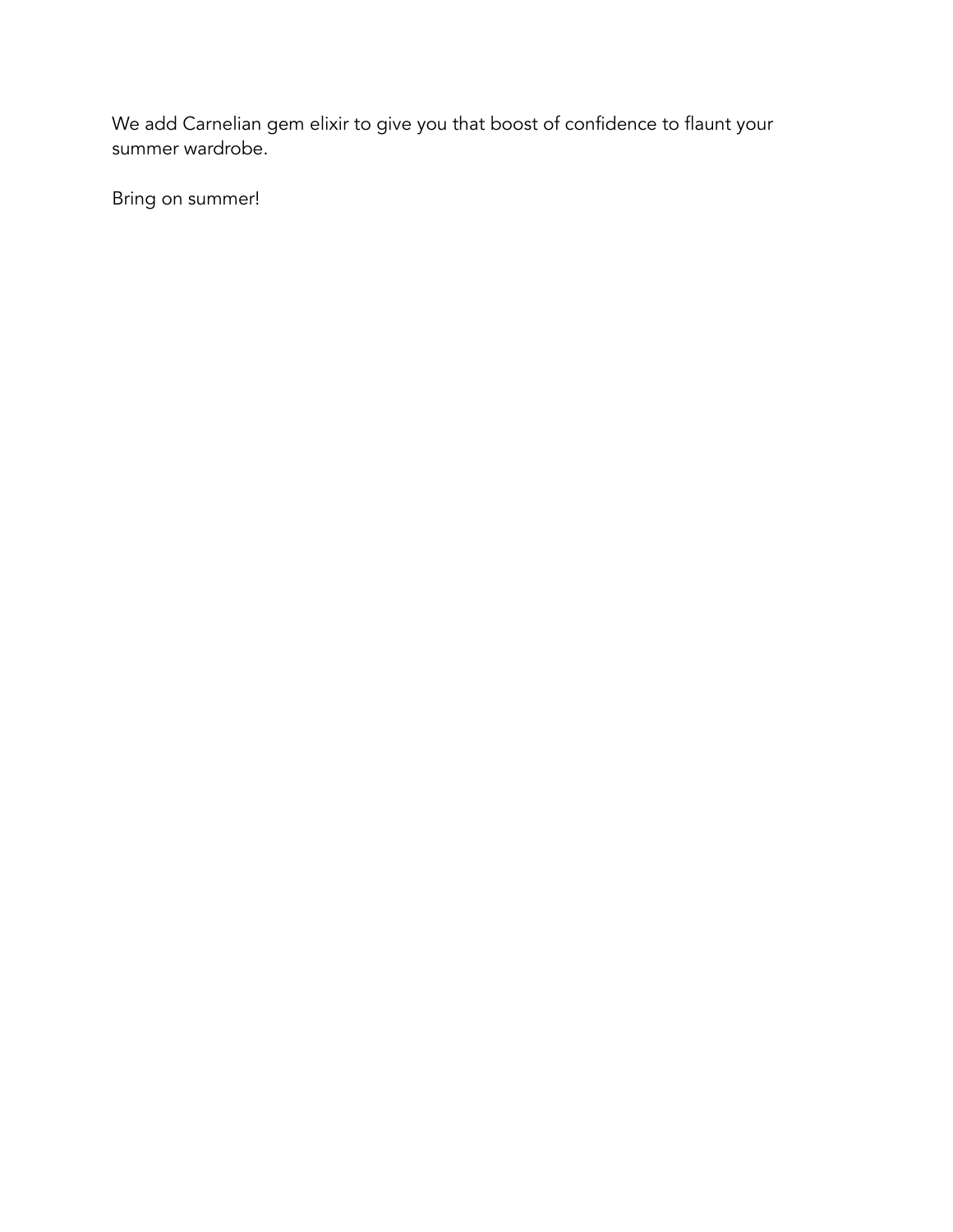We add Carnelian gem elixir to give you that boost of confidence to flaunt your summer wardrobe.

Bring on summer!